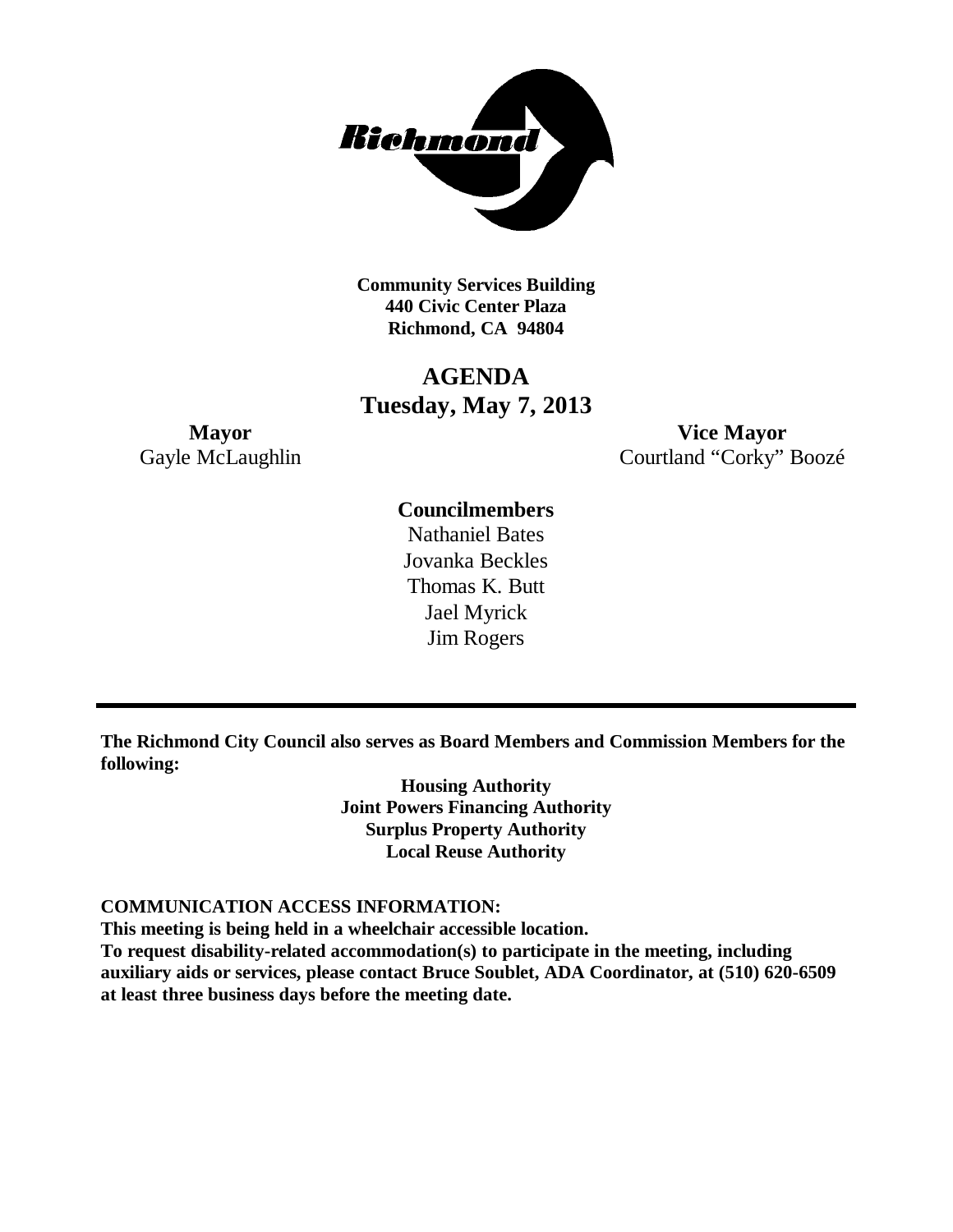**Community Services Building**
**440 Civic Center Plaza**
**Richmond, CA 94804**

# AGENDA
## Tuesday, May 7, 2013

**Mayor**
Gayle McLaughlin

**Vice Mayor**
Courtland "Corky" Boozé

**Councilmembers**
Nathaniel Bates
Jovanka Beckles
Thomas K. Butt
Jael Myrick
Jim Rogers

---

**The Richmond City Council also serves as Board Members and Commission Members for the following:**

**Housing Authority**
**Joint Powers Financing Authority**
**Surplus Property Authority**
**Local Reuse Authority**

**COMMUNICATION ACCESS INFORMATION:**
**This meeting is being held in a wheelchair accessible location.**
**To request disability-related accommodation(s) to participate in the meeting, including auxiliary aids or services, please contact Bruce Soublet, ADA Coordinator, at (510) 620-6509 at least three business days before the meeting date.**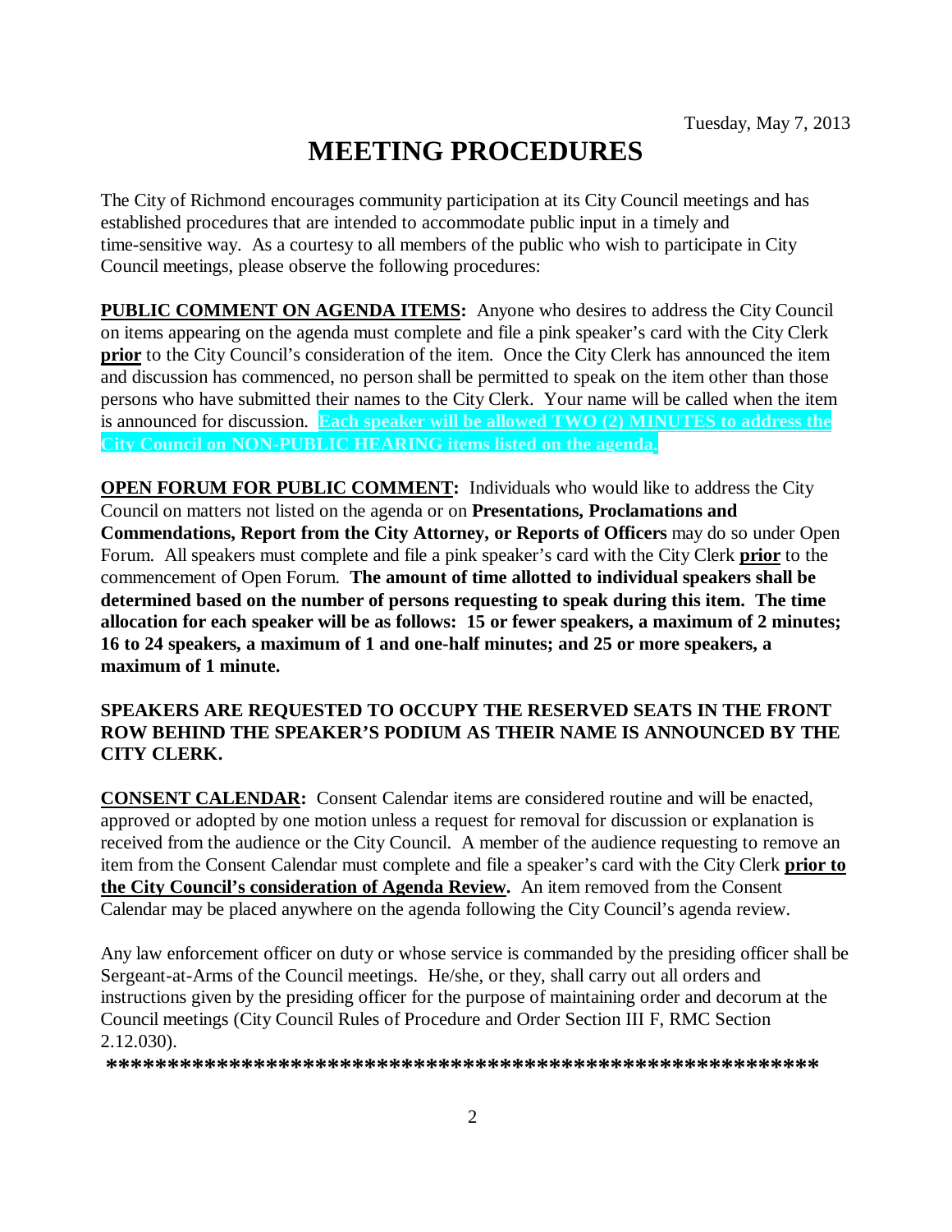Tuesday, May 7, 2013

# MEETING PROCEDURES

The City of Richmond encourages community participation at its City Council meetings and has established procedures that are intended to accommodate public input in a timely and time-sensitive way. As a courtesy to all members of the public who wish to participate in City Council meetings, please observe the following procedures:

**PUBLIC COMMENT ON AGENDA ITEMS:** Anyone who desires to address the City Council on items appearing on the agenda must complete and file a pink speaker's card with the City Clerk **prior** to the City Council's consideration of the item. Once the City Clerk has announced the item and discussion has commenced, no person shall be permitted to speak on the item other than those persons who have submitted their names to the City Clerk. Your name will be called when the item is announced for discussion. **Each speaker will be allowed TWO (2) MINUTES to address the City Council on NON-PUBLIC HEARING items listed on the agenda.**

**OPEN FORUM FOR PUBLIC COMMENT:** Individuals who would like to address the City Council on matters not listed on the agenda or on **Presentations, Proclamations and Commendations, Report from the City Attorney, or Reports of Officers** may do so under Open Forum. All speakers must complete and file a pink speaker's card with the City Clerk **prior** to the commencement of Open Forum. **The amount of time allotted to individual speakers shall be determined based on the number of persons requesting to speak during this item. The time allocation for each speaker will be as follows: 15 or fewer speakers, a maximum of 2 minutes; 16 to 24 speakers, a maximum of 1 and one-half minutes; and 25 or more speakers, a maximum of 1 minute.**

**SPEAKERS ARE REQUESTED TO OCCUPY THE RESERVED SEATS IN THE FRONT ROW BEHIND THE SPEAKER'S PODIUM AS THEIR NAME IS ANNOUNCED BY THE CITY CLERK.**

**CONSENT CALENDAR:** Consent Calendar items are considered routine and will be enacted, approved or adopted by one motion unless a request for removal for discussion or explanation is received from the audience or the City Council. A member of the audience requesting to remove an item from the Consent Calendar must complete and file a speaker's card with the City Clerk **prior to the City Council's consideration of Agenda Review.** An item removed from the Consent Calendar may be placed anywhere on the agenda following the City Council's agenda review.

Any law enforcement officer on duty or whose service is commanded by the presiding officer shall be Sergeant-at-Arms of the Council meetings. He/she, or they, shall carry out all orders and instructions given by the presiding officer for the purpose of maintaining order and decorum at the Council meetings (City Council Rules of Procedure and Order Section III F, RMC Section 2.12.030).

**\*\*\*\*\*\*\*\*\*\*\*\*\*\*\*\*\*\*\*\*\*\*\*\*\*\*\*\*\*\*\*\*\*\*\*\*\*\*\*\*\*\*\*\*\*\*\*\*\*\*\*\*\*\*\*\*\*\***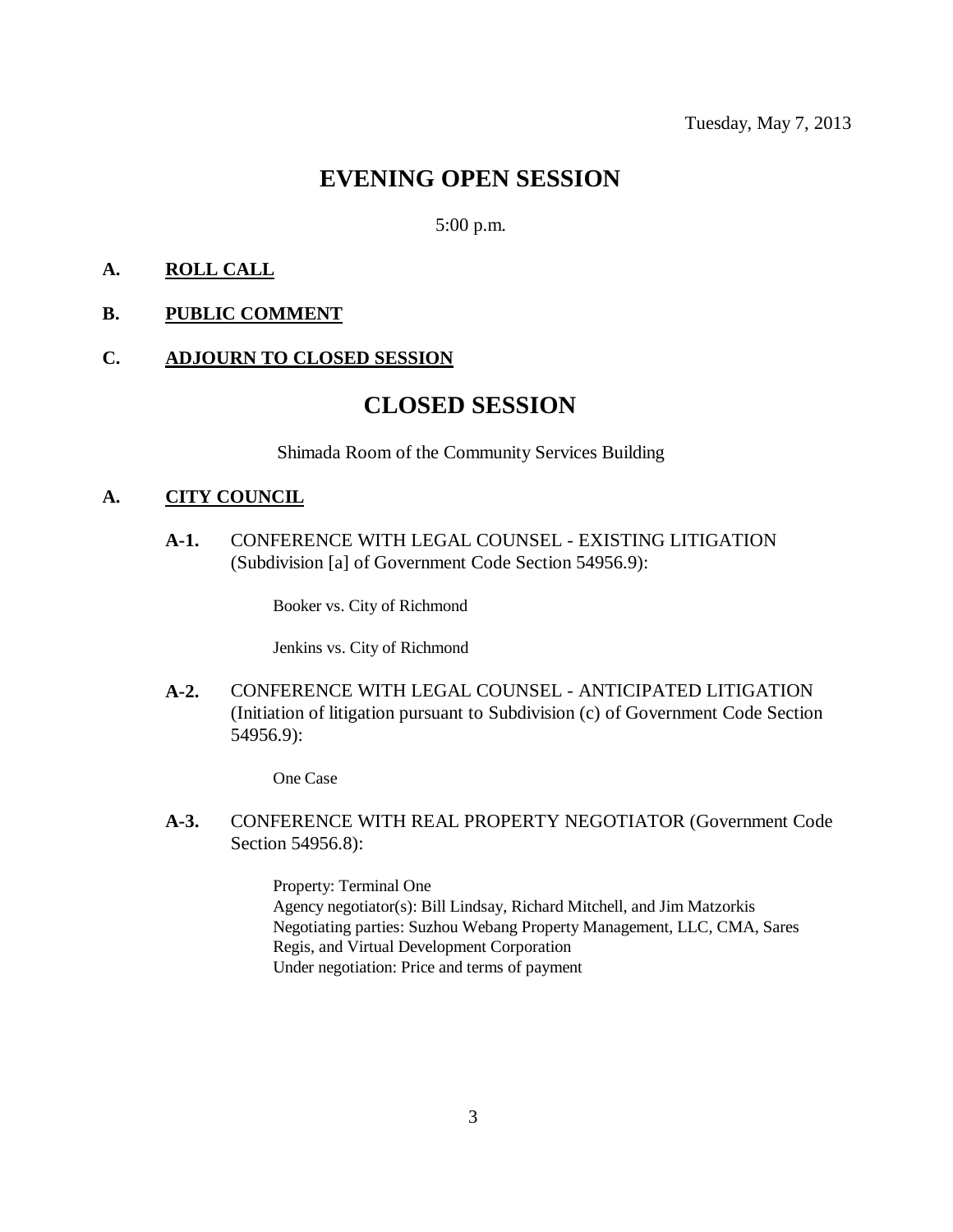Tuesday, May 7, 2013

# EVENING OPEN SESSION

5:00 p.m.

**A. ROLL CALL**

**B. PUBLIC COMMENT**

**C. ADJOURN TO CLOSED SESSION**

# CLOSED SESSION

Shimada Room of the Community Services Building

**A. CITY COUNCIL**

**A-1.** CONFERENCE WITH LEGAL COUNSEL - EXISTING LITIGATION (Subdivision [a] of Government Code Section 54956.9):

Booker vs. City of Richmond

Jenkins vs. City of Richmond

**A-2.** CONFERENCE WITH LEGAL COUNSEL - ANTICIPATED LITIGATION (Initiation of litigation pursuant to Subdivision (c) of Government Code Section 54956.9):

One Case

**A-3.** CONFERENCE WITH REAL PROPERTY NEGOTIATOR (Government Code Section 54956.8):

Property: Terminal One
Agency negotiator(s): Bill Lindsay, Richard Mitchell, and Jim Matzorkis
Negotiating parties: Suzhou Webang Property Management, LLC, CMA, Sares Regis, and Virtual Development Corporation
Under negotiation: Price and terms of payment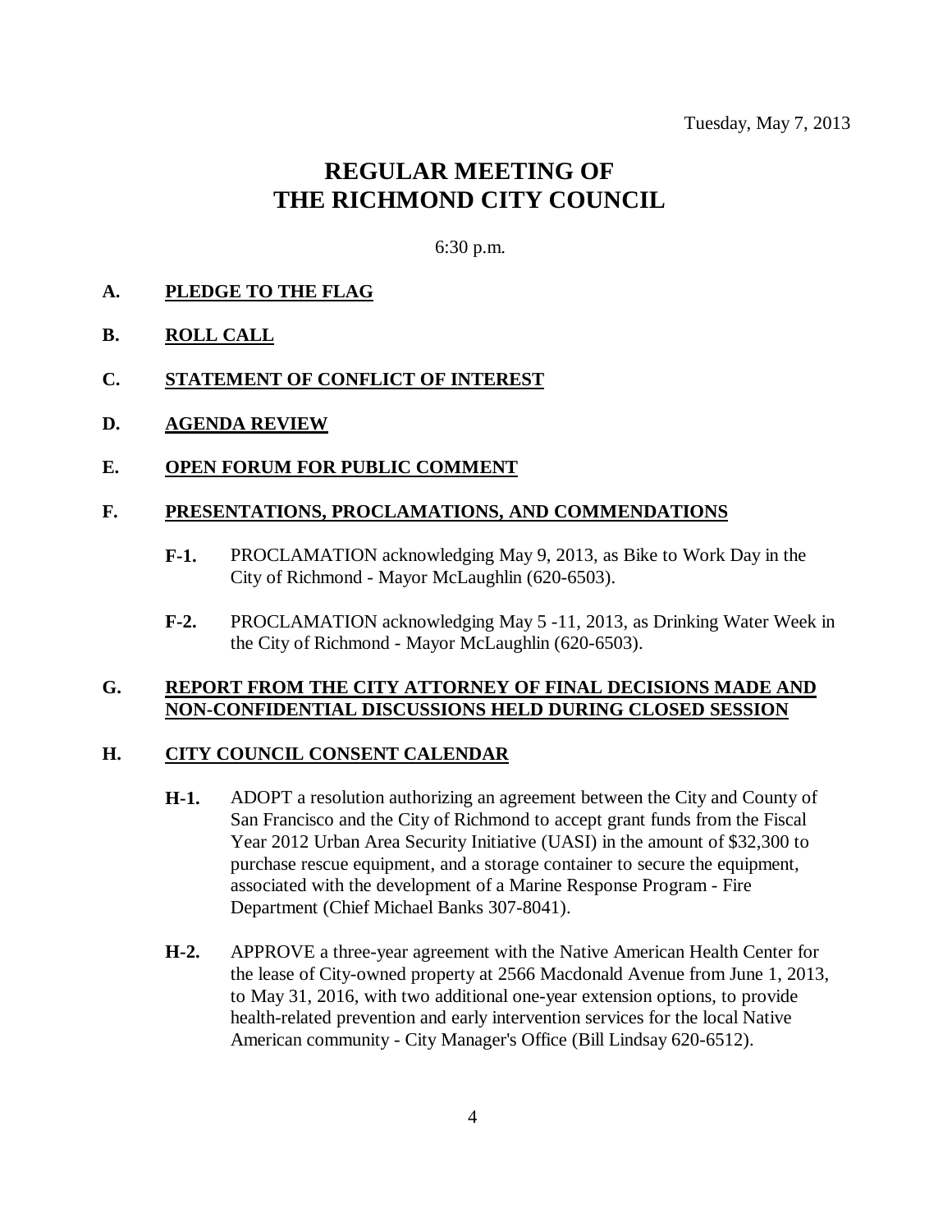Tuesday, May 7, 2013

# REGULAR MEETING OF THE RICHMOND CITY COUNCIL

6:30 p.m.

**A. PLEDGE TO THE FLAG**

**B. ROLL CALL**

**C. STATEMENT OF CONFLICT OF INTEREST**

**D. AGENDA REVIEW**

**E. OPEN FORUM FOR PUBLIC COMMENT**

**F. PRESENTATIONS, PROCLAMATIONS, AND COMMENDATIONS**

**F-1.** PROCLAMATION acknowledging May 9, 2013, as Bike to Work Day in the City of Richmond - Mayor McLaughlin (620-6503).

**F-2.** PROCLAMATION acknowledging May 5 -11, 2013, as Drinking Water Week in the City of Richmond - Mayor McLaughlin (620-6503).

**G. REPORT FROM THE CITY ATTORNEY OF FINAL DECISIONS MADE AND NON-CONFIDENTIAL DISCUSSIONS HELD DURING CLOSED SESSION**

**H. CITY COUNCIL CONSENT CALENDAR**

**H-1.** ADOPT a resolution authorizing an agreement between the City and County of San Francisco and the City of Richmond to accept grant funds from the Fiscal Year 2012 Urban Area Security Initiative (UASI) in the amount of $32,300 to purchase rescue equipment, and a storage container to secure the equipment, associated with the development of a Marine Response Program - Fire Department (Chief Michael Banks 307-8041).

**H-2.** APPROVE a three-year agreement with the Native American Health Center for the lease of City-owned property at 2566 Macdonald Avenue from June 1, 2013, to May 31, 2016, with two additional one-year extension options, to provide health-related prevention and early intervention services for the local Native American community - City Manager's Office (Bill Lindsay 620-6512).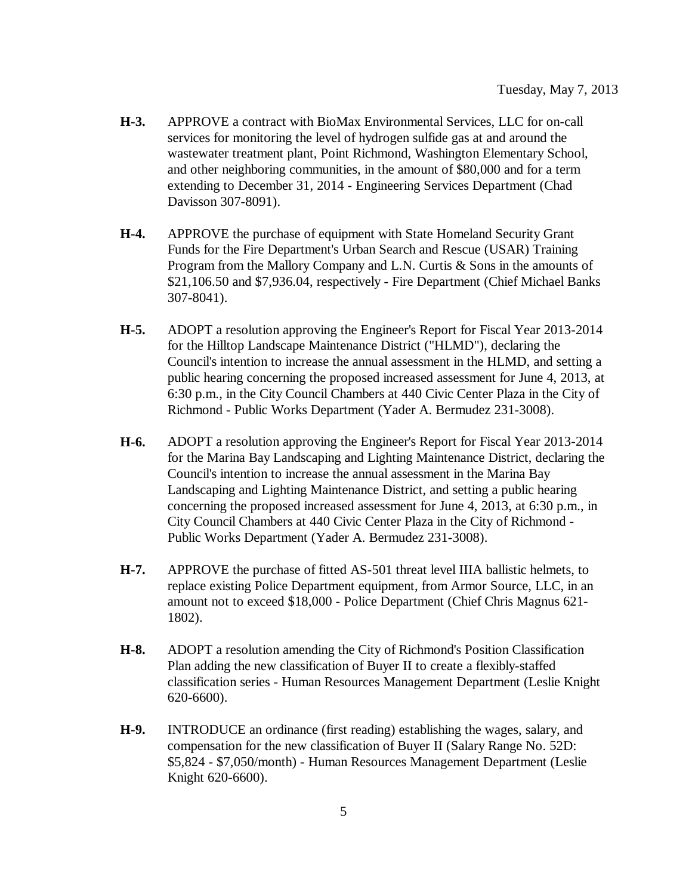**H-3.** APPROVE a contract with BioMax Environmental Services, LLC for on-call services for monitoring the level of hydrogen sulfide gas at and around the wastewater treatment plant, Point Richmond, Washington Elementary School, and other neighboring communities, in the amount of $80,000 and for a term extending to December 31, 2014 - Engineering Services Department (Chad Davisson 307-8091).

**H-4.** APPROVE the purchase of equipment with State Homeland Security Grant Funds for the Fire Department's Urban Search and Rescue (USAR) Training Program from the Mallory Company and L.N. Curtis & Sons in the amounts of $21,106.50 and $7,936.04, respectively - Fire Department (Chief Michael Banks 307-8041).

**H-5.** ADOPT a resolution approving the Engineer's Report for Fiscal Year 2013-2014 for the Hilltop Landscape Maintenance District ("HLMD"), declaring the Council's intention to increase the annual assessment in the HLMD, and setting a public hearing concerning the proposed increased assessment for June 4, 2013, at 6:30 p.m., in the City Council Chambers at 440 Civic Center Plaza in the City of Richmond - Public Works Department (Yader A. Bermudez 231-3008).

**H-6.** ADOPT a resolution approving the Engineer's Report for Fiscal Year 2013-2014 for the Marina Bay Landscaping and Lighting Maintenance District, declaring the Council's intention to increase the annual assessment in the Marina Bay Landscaping and Lighting Maintenance District, and setting a public hearing concerning the proposed increased assessment for June 4, 2013, at 6:30 p.m., in City Council Chambers at 440 Civic Center Plaza in the City of Richmond - Public Works Department (Yader A. Bermudez 231-3008).

**H-7.** APPROVE the purchase of fitted AS-501 threat level IIIA ballistic helmets, to replace existing Police Department equipment, from Armor Source, LLC, in an amount not to exceed $18,000 - Police Department (Chief Chris Magnus 621-1802).

**H-8.** ADOPT a resolution amending the City of Richmond's Position Classification Plan adding the new classification of Buyer II to create a flexibly-staffed classification series - Human Resources Management Department (Leslie Knight 620-6600).

**H-9.** INTRODUCE an ordinance (first reading) establishing the wages, salary, and compensation for the new classification of Buyer II (Salary Range No. 52D: $5,824 - $7,050/month) - Human Resources Management Department (Leslie Knight 620-6600).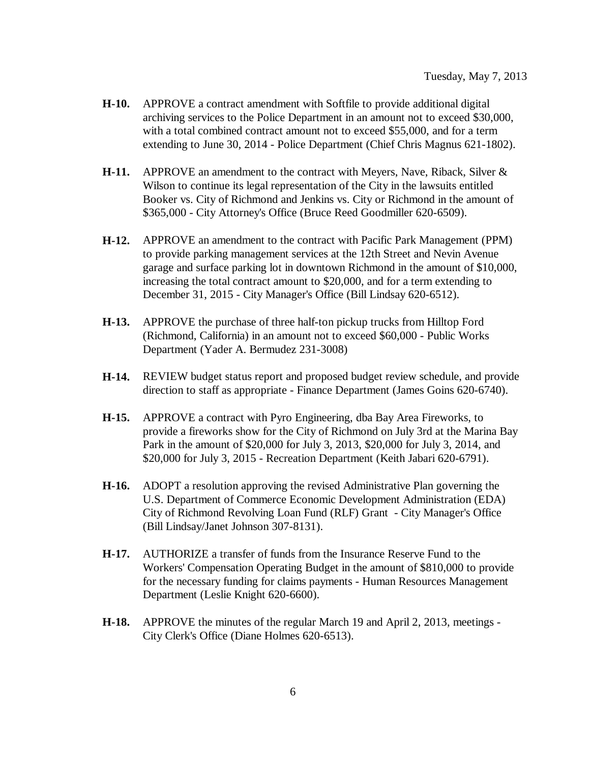**H-10.** APPROVE a contract amendment with Softfile to provide additional digital archiving services to the Police Department in an amount not to exceed $30,000, with a total combined contract amount not to exceed $55,000, and for a term extending to June 30, 2014 - Police Department (Chief Chris Magnus 621-1802).

**H-11.** APPROVE an amendment to the contract with Meyers, Nave, Riback, Silver & Wilson to continue its legal representation of the City in the lawsuits entitled Booker vs. City of Richmond and Jenkins vs. City or Richmond in the amount of $365,000 - City Attorney's Office (Bruce Reed Goodmiller 620-6509).

**H-12.** APPROVE an amendment to the contract with Pacific Park Management (PPM) to provide parking management services at the 12th Street and Nevin Avenue garage and surface parking lot in downtown Richmond in the amount of $10,000, increasing the total contract amount to $20,000, and for a term extending to December 31, 2015 - City Manager's Office (Bill Lindsay 620-6512).

**H-13.** APPROVE the purchase of three half-ton pickup trucks from Hilltop Ford (Richmond, California) in an amount not to exceed $60,000 - Public Works Department (Yader A. Bermudez 231-3008)

**H-14.** REVIEW budget status report and proposed budget review schedule, and provide direction to staff as appropriate - Finance Department (James Goins 620-6740).

**H-15.** APPROVE a contract with Pyro Engineering, dba Bay Area Fireworks, to provide a fireworks show for the City of Richmond on July 3rd at the Marina Bay Park in the amount of $20,000 for July 3, 2013, $20,000 for July 3, 2014, and $20,000 for July 3, 2015 - Recreation Department (Keith Jabari 620-6791).

**H-16.** ADOPT a resolution approving the revised Administrative Plan governing the U.S. Department of Commerce Economic Development Administration (EDA) City of Richmond Revolving Loan Fund (RLF) Grant - City Manager's Office (Bill Lindsay/Janet Johnson 307-8131).

**H-17.** AUTHORIZE a transfer of funds from the Insurance Reserve Fund to the Workers' Compensation Operating Budget in the amount of $810,000 to provide for the necessary funding for claims payments - Human Resources Management Department (Leslie Knight 620-6600).

**H-18.** APPROVE the minutes of the regular March 19 and April 2, 2013, meetings - City Clerk's Office (Diane Holmes 620-6513).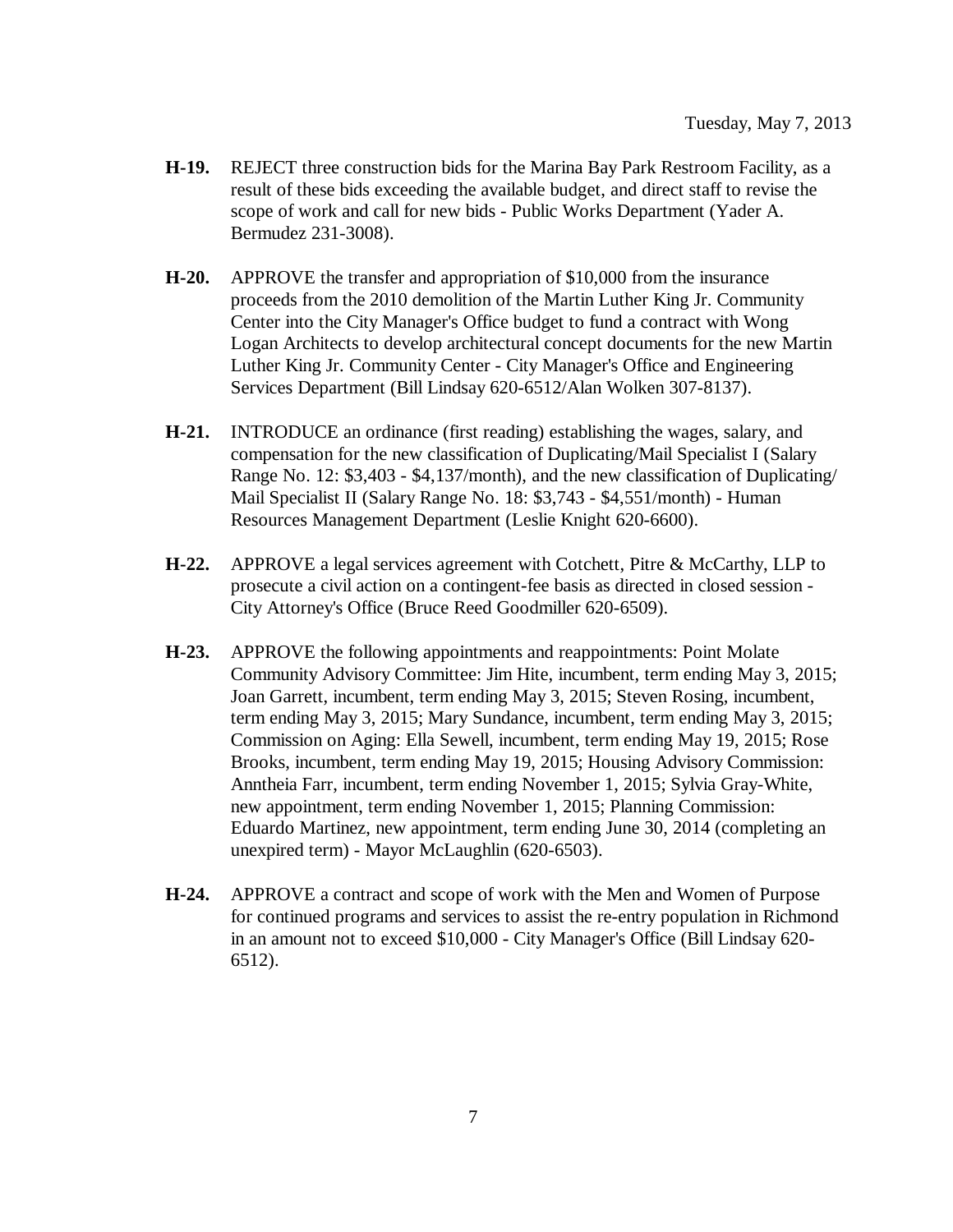**H-19.** REJECT three construction bids for the Marina Bay Park Restroom Facility, as a result of these bids exceeding the available budget, and direct staff to revise the scope of work and call for new bids - Public Works Department (Yader A. Bermudez 231-3008).

**H-20.** APPROVE the transfer and appropriation of $10,000 from the insurance proceeds from the 2010 demolition of the Martin Luther King Jr. Community Center into the City Manager's Office budget to fund a contract with Wong Logan Architects to develop architectural concept documents for the new Martin Luther King Jr. Community Center - City Manager's Office and Engineering Services Department (Bill Lindsay 620-6512/Alan Wolken 307-8137).

**H-21.** INTRODUCE an ordinance (first reading) establishing the wages, salary, and compensation for the new classification of Duplicating/Mail Specialist I (Salary Range No. 12: $3,403 - $4,137/month), and the new classification of Duplicating/Mail Specialist II (Salary Range No. 18: $3,743 - $4,551/month) - Human Resources Management Department (Leslie Knight 620-6600).

**H-22.** APPROVE a legal services agreement with Cotchett, Pitre & McCarthy, LLP to prosecute a civil action on a contingent-fee basis as directed in closed session - City Attorney's Office (Bruce Reed Goodmiller 620-6509).

**H-23.** APPROVE the following appointments and reappointments: Point Molate Community Advisory Committee: Jim Hite, incumbent, term ending May 3, 2015; Joan Garrett, incumbent, term ending May 3, 2015; Steven Rosing, incumbent, term ending May 3, 2015; Mary Sundance, incumbent, term ending May 3, 2015; Commission on Aging: Ella Sewell, incumbent, term ending May 19, 2015; Rose Brooks, incumbent, term ending May 19, 2015; Housing Advisory Commission: Anntheia Farr, incumbent, term ending November 1, 2015; Sylvia Gray-White, new appointment, term ending November 1, 2015; Planning Commission: Eduardo Martinez, new appointment, term ending June 30, 2014 (completing an unexpired term) - Mayor McLaughlin (620-6503).

**H-24.** APPROVE a contract and scope of work with the Men and Women of Purpose for continued programs and services to assist the re-entry population in Richmond in an amount not to exceed $10,000 - City Manager's Office (Bill Lindsay 620-6512).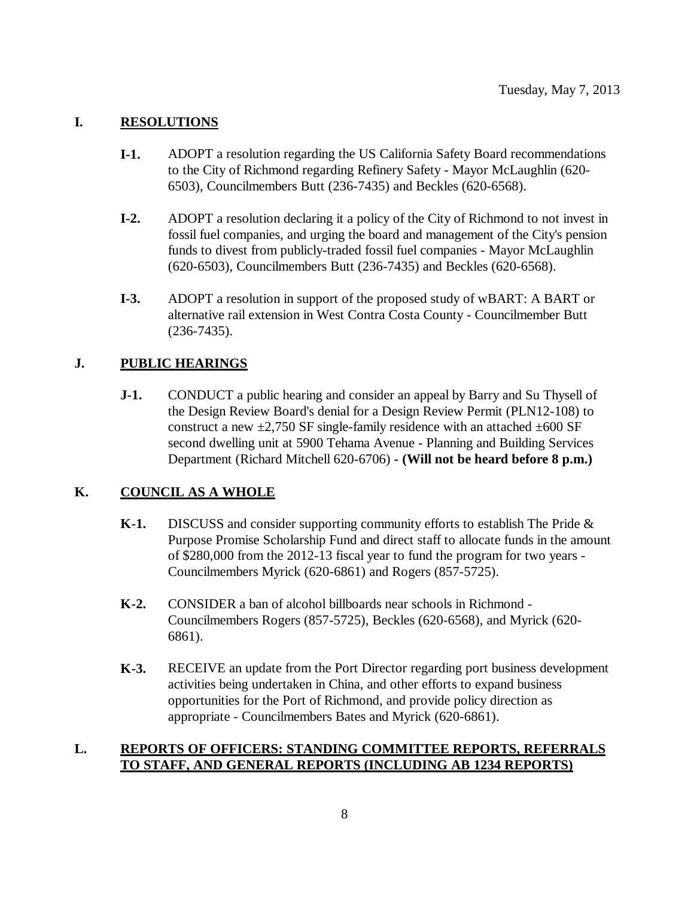Tuesday, May 7, 2013

## I. RESOLUTIONS

**I-1.** ADOPT a resolution regarding the US California Safety Board recommendations to the City of Richmond regarding Refinery Safety - Mayor McLaughlin (620-6503), Councilmembers Butt (236-7435) and Beckles (620-6568).

**I-2.** ADOPT a resolution declaring it a policy of the City of Richmond to not invest in fossil fuel companies, and urging the board and management of the City's pension funds to divest from publicly-traded fossil fuel companies - Mayor McLaughlin (620-6503), Councilmembers Butt (236-7435) and Beckles (620-6568).

**I-3.** ADOPT a resolution in support of the proposed study of wBART: A BART or alternative rail extension in West Contra Costa County - Councilmember Butt (236-7435).

## J. PUBLIC HEARINGS

**J-1.** CONDUCT a public hearing and consider an appeal by Barry and Su Thysell of the Design Review Board's denial for a Design Review Permit (PLN12-108) to construct a new ±2,750 SF single-family residence with an attached ±600 SF second dwelling unit at 5900 Tehama Avenue - Planning and Building Services Department (Richard Mitchell 620-6706) - **(Will not be heard before 8 p.m.)**

## K. COUNCIL AS A WHOLE

**K-1.** DISCUSS and consider supporting community efforts to establish The Pride & Purpose Promise Scholarship Fund and direct staff to allocate funds in the amount of $280,000 from the 2012-13 fiscal year to fund the program for two years - Councilmembers Myrick (620-6861) and Rogers (857-5725).

**K-2.** CONSIDER a ban of alcohol billboards near schools in Richmond - Councilmembers Rogers (857-5725), Beckles (620-6568), and Myrick (620-6861).

**K-3.** RECEIVE an update from the Port Director regarding port business development activities being undertaken in China, and other efforts to expand business opportunities for the Port of Richmond, and provide policy direction as appropriate - Councilmembers Bates and Myrick (620-6861).

## L. REPORTS OF OFFICERS: STANDING COMMITTEE REPORTS, REFERRALS TO STAFF, AND GENERAL REPORTS (INCLUDING AB 1234 REPORTS)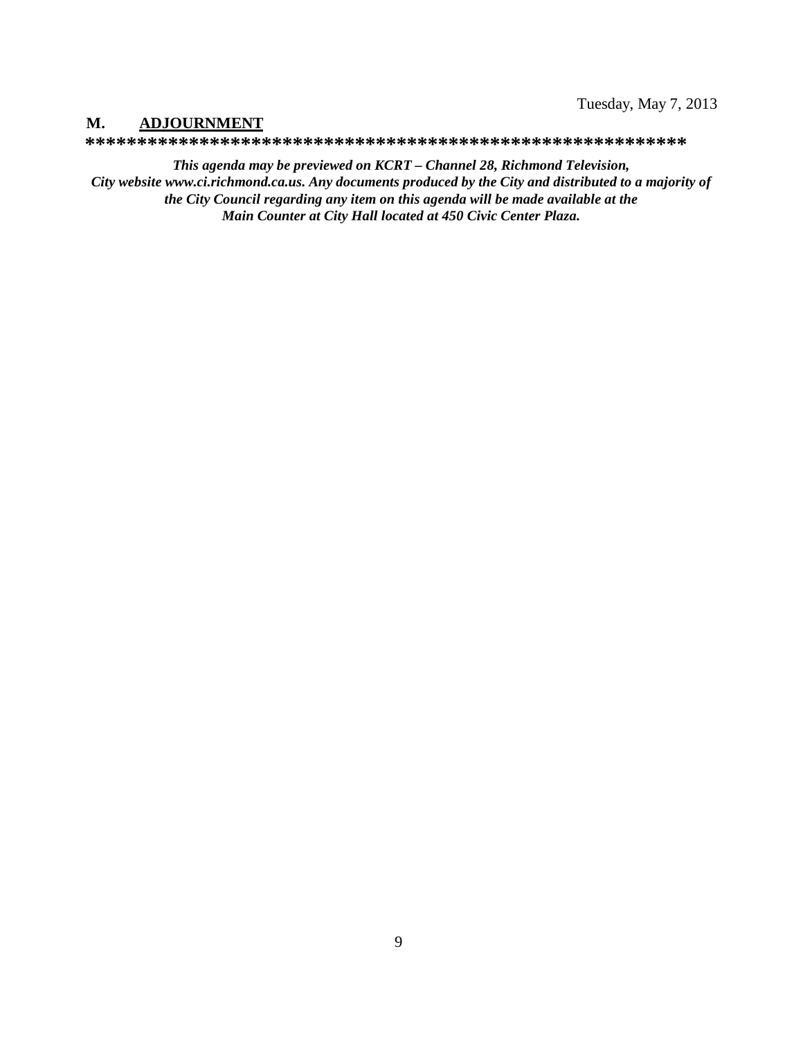## M. ADJOURNMENT

**************************************************************

***This agenda may be previewed on KCRT – Channel 28, Richmond Television, City website www.ci.richmond.ca.us. Any documents produced by the City and distributed to a majority of the City Council regarding any item on this agenda will be made available at the Main Counter at City Hall located at 450 Civic Center Plaza.***